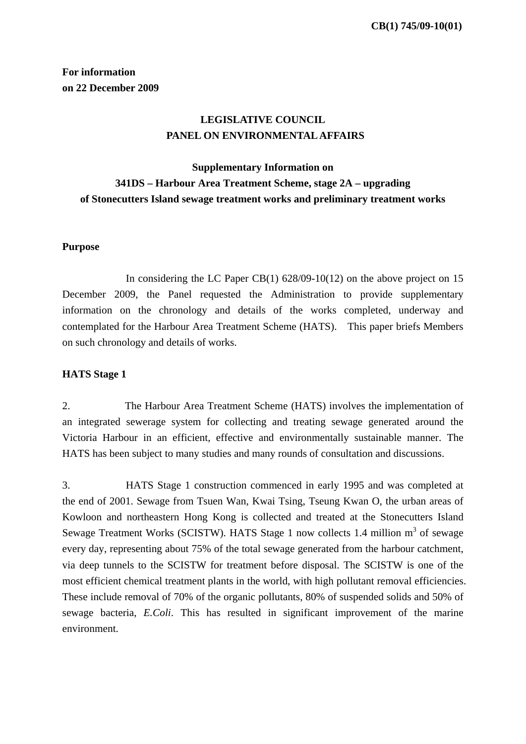CB(1) 745/09-10(01)

**For information**
**on 22 December 2009**

**LEGISLATIVE COUNCIL**
**PANEL ON ENVIRONMENTAL AFFAIRS**

**Supplementary Information on**
**341DS – Harbour Area Treatment Scheme, stage 2A – upgrading of Stonecutters Island sewage treatment works and preliminary treatment works**

## Purpose

In considering the LC Paper CB(1) 628/09-10(12) on the above project on 15 December 2009, the Panel requested the Administration to provide supplementary information on the chronology and details of the works completed, underway and contemplated for the Harbour Area Treatment Scheme (HATS). This paper briefs Members on such chronology and details of works.

## HATS Stage 1

2. The Harbour Area Treatment Scheme (HATS) involves the implementation of an integrated sewerage system for collecting and treating sewage generated around the Victoria Harbour in an efficient, effective and environmentally sustainable manner. The HATS has been subject to many studies and many rounds of consultation and discussions.

3. HATS Stage 1 construction commenced in early 1995 and was completed at the end of 2001. Sewage from Tsuen Wan, Kwai Tsing, Tseung Kwan O, the urban areas of Kowloon and northeastern Hong Kong is collected and treated at the Stonecutters Island Sewage Treatment Works (SCISTW). HATS Stage 1 now collects 1.4 million $m^3$ of sewage every day, representing about 75% of the total sewage generated from the harbour catchment, via deep tunnels to the SCISTW for treatment before disposal. The SCISTW is one of the most efficient chemical treatment plants in the world, with high pollutant removal efficiencies. These include removal of 70% of the organic pollutants, 80% of suspended solids and 50% of sewage bacteria, *E.Coli*. This has resulted in significant improvement of the marine environment.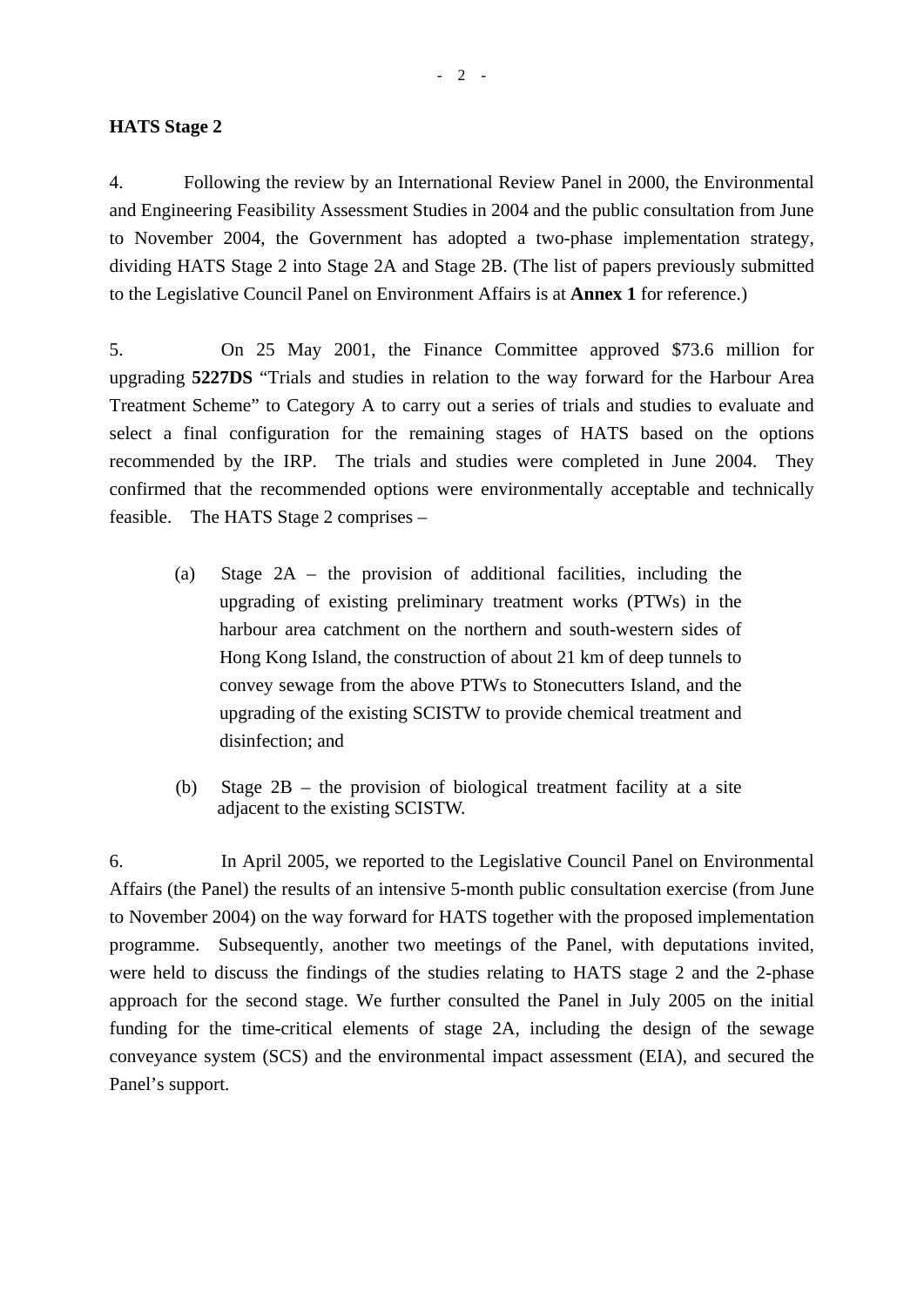**HATS Stage 2**

4. Following the review by an International Review Panel in 2000, the Environmental and Engineering Feasibility Assessment Studies in 2004 and the public consultation from June to November 2004, the Government has adopted a two-phase implementation strategy, dividing HATS Stage 2 into Stage 2A and Stage 2B. (The list of papers previously submitted to the Legislative Council Panel on Environment Affairs is at **Annex 1** for reference.)

5. On 25 May 2001, the Finance Committee approved $73.6 million for upgrading **5227DS** "Trials and studies in relation to the way forward for the Harbour Area Treatment Scheme" to Category A to carry out a series of trials and studies to evaluate and select a final configuration for the remaining stages of HATS based on the options recommended by the IRP. The trials and studies were completed in June 2004. They confirmed that the recommended options were environmentally acceptable and technically feasible. The HATS Stage 2 comprises –

(a) Stage 2A – the provision of additional facilities, including the upgrading of existing preliminary treatment works (PTWs) in the harbour area catchment on the northern and south-western sides of Hong Kong Island, the construction of about 21 km of deep tunnels to convey sewage from the above PTWs to Stonecutters Island, and the upgrading of the existing SCISTW to provide chemical treatment and disinfection; and

(b) Stage 2B – the provision of biological treatment facility at a site adjacent to the existing SCISTW.

6. In April 2005, we reported to the Legislative Council Panel on Environmental Affairs (the Panel) the results of an intensive 5-month public consultation exercise (from June to November 2004) on the way forward for HATS together with the proposed implementation programme. Subsequently, another two meetings of the Panel, with deputations invited, were held to discuss the findings of the studies relating to HATS stage 2 and the 2-phase approach for the second stage. We further consulted the Panel in July 2005 on the initial funding for the time-critical elements of stage 2A, including the design of the sewage conveyance system (SCS) and the environmental impact assessment (EIA), and secured the Panel's support.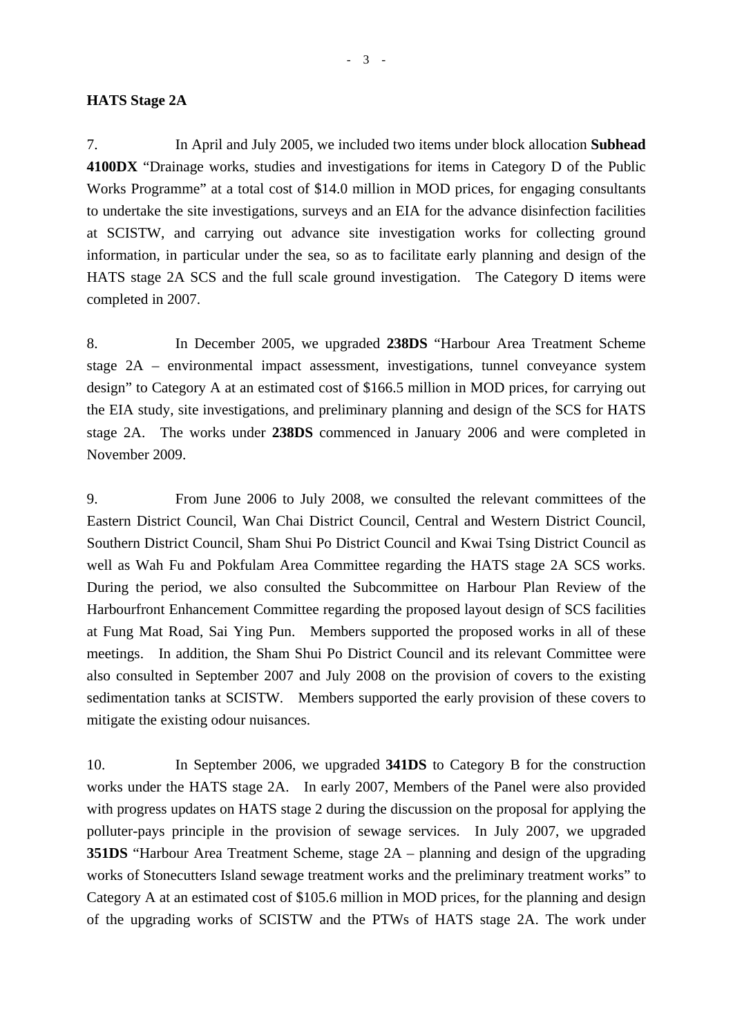**HATS Stage 2A**

7. In April and July 2005, we included two items under block allocation **Subhead 4100DX** "Drainage works, studies and investigations for items in Category D of the Public Works Programme" at a total cost of $14.0 million in MOD prices, for engaging consultants to undertake the site investigations, surveys and an EIA for the advance disinfection facilities at SCISTW, and carrying out advance site investigation works for collecting ground information, in particular under the sea, so as to facilitate early planning and design of the HATS stage 2A SCS and the full scale ground investigation. The Category D items were completed in 2007.

8. In December 2005, we upgraded **238DS** "Harbour Area Treatment Scheme stage 2A – environmental impact assessment, investigations, tunnel conveyance system design" to Category A at an estimated cost of $166.5 million in MOD prices, for carrying out the EIA study, site investigations, and preliminary planning and design of the SCS for HATS stage 2A. The works under **238DS** commenced in January 2006 and were completed in November 2009.

9. From June 2006 to July 2008, we consulted the relevant committees of the Eastern District Council, Wan Chai District Council, Central and Western District Council, Southern District Council, Sham Shui Po District Council and Kwai Tsing District Council as well as Wah Fu and Pokfulam Area Committee regarding the HATS stage 2A SCS works. During the period, we also consulted the Subcommittee on Harbour Plan Review of the Harbourfront Enhancement Committee regarding the proposed layout design of SCS facilities at Fung Mat Road, Sai Ying Pun. Members supported the proposed works in all of these meetings. In addition, the Sham Shui Po District Council and its relevant Committee were also consulted in September 2007 and July 2008 on the provision of covers to the existing sedimentation tanks at SCISTW. Members supported the early provision of these covers to mitigate the existing odour nuisances.

10. In September 2006, we upgraded **341DS** to Category B for the construction works under the HATS stage 2A. In early 2007, Members of the Panel were also provided with progress updates on HATS stage 2 during the discussion on the proposal for applying the polluter-pays principle in the provision of sewage services. In July 2007, we upgraded **351DS** "Harbour Area Treatment Scheme, stage 2A – planning and design of the upgrading works of Stonecutters Island sewage treatment works and the preliminary treatment works" to Category A at an estimated cost of $105.6 million in MOD prices, for the planning and design of the upgrading works of SCISTW and the PTWs of HATS stage 2A. The work under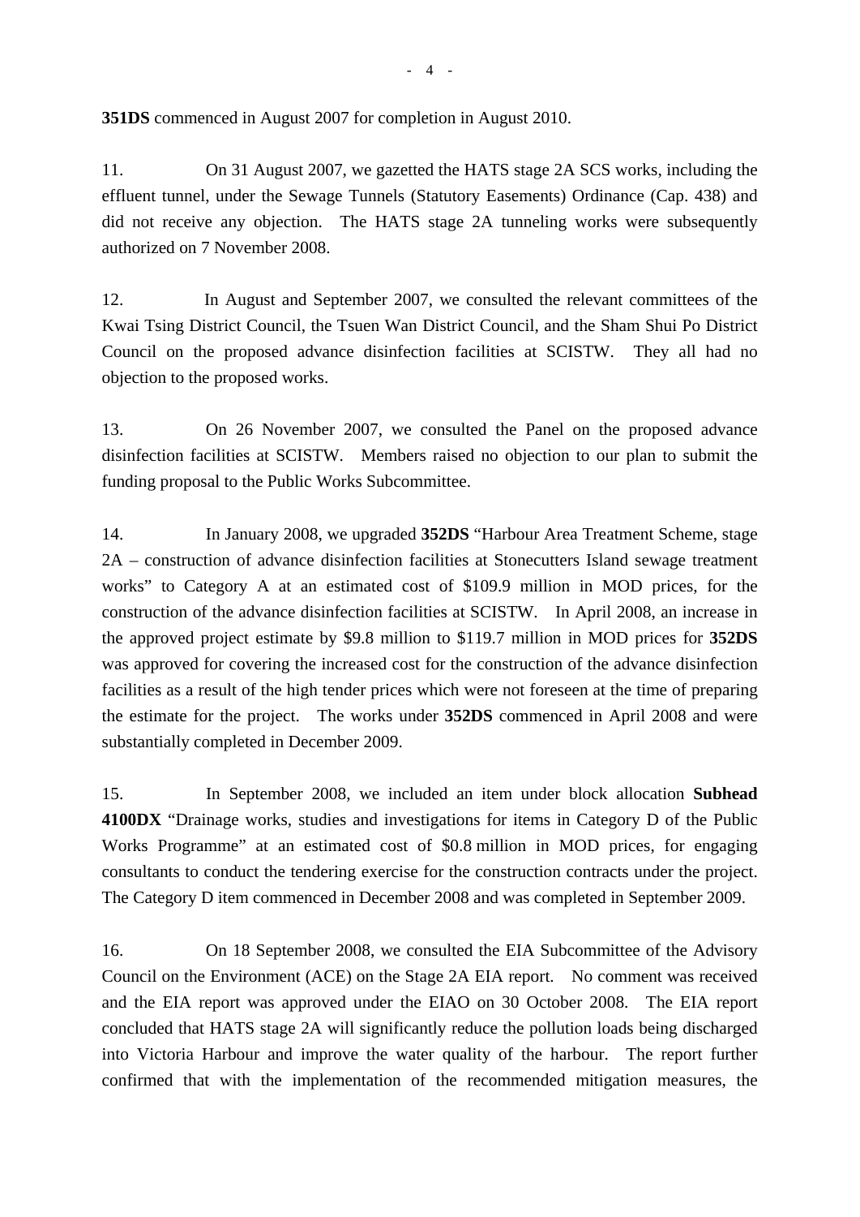**351DS** commenced in August 2007 for completion in August 2010.

11. On 31 August 2007, we gazetted the HATS stage 2A SCS works, including the effluent tunnel, under the Sewage Tunnels (Statutory Easements) Ordinance (Cap. 438) and did not receive any objection. The HATS stage 2A tunneling works were subsequently authorized on 7 November 2008.

12. In August and September 2007, we consulted the relevant committees of the Kwai Tsing District Council, the Tsuen Wan District Council, and the Sham Shui Po District Council on the proposed advance disinfection facilities at SCISTW. They all had no objection to the proposed works.

13. On 26 November 2007, we consulted the Panel on the proposed advance disinfection facilities at SCISTW. Members raised no objection to our plan to submit the funding proposal to the Public Works Subcommittee.

14. In January 2008, we upgraded **352DS** "Harbour Area Treatment Scheme, stage 2A – construction of advance disinfection facilities at Stonecutters Island sewage treatment works" to Category A at an estimated cost of $109.9 million in MOD prices, for the construction of the advance disinfection facilities at SCISTW. In April 2008, an increase in the approved project estimate by $9.8 million to $119.7 million in MOD prices for **352DS** was approved for covering the increased cost for the construction of the advance disinfection facilities as a result of the high tender prices which were not foreseen at the time of preparing the estimate for the project. The works under **352DS** commenced in April 2008 and were substantially completed in December 2009.

15. In September 2008, we included an item under block allocation **Subhead 4100DX** "Drainage works, studies and investigations for items in Category D of the Public Works Programme" at an estimated cost of $0.8 million in MOD prices, for engaging consultants to conduct the tendering exercise for the construction contracts under the project. The Category D item commenced in December 2008 and was completed in September 2009.

16. On 18 September 2008, we consulted the EIA Subcommittee of the Advisory Council on the Environment (ACE) on the Stage 2A EIA report. No comment was received and the EIA report was approved under the EIAO on 30 October 2008. The EIA report concluded that HATS stage 2A will significantly reduce the pollution loads being discharged into Victoria Harbour and improve the water quality of the harbour. The report further confirmed that with the implementation of the recommended mitigation measures, the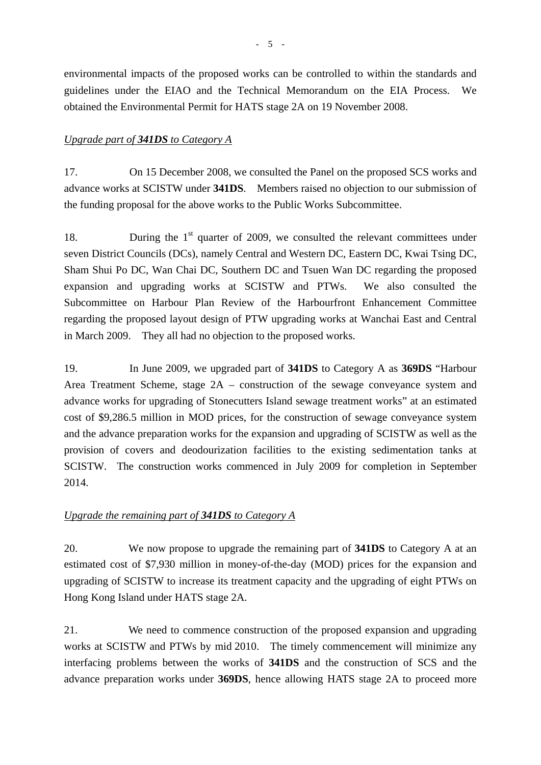environmental impacts of the proposed works can be controlled to within the standards and guidelines under the EIAO and the Technical Memorandum on the EIA Process. We obtained the Environmental Permit for HATS stage 2A on 19 November 2008.

*Upgrade part of **341DS** to Category A*

17. On 15 December 2008, we consulted the Panel on the proposed SCS works and advance works at SCISTW under **341DS**. Members raised no objection to our submission of the funding proposal for the above works to the Public Works Subcommittee.

18. During the 1st quarter of 2009, we consulted the relevant committees under seven District Councils (DCs), namely Central and Western DC, Eastern DC, Kwai Tsing DC, Sham Shui Po DC, Wan Chai DC, Southern DC and Tsuen Wan DC regarding the proposed expansion and upgrading works at SCISTW and PTWs. We also consulted the Subcommittee on Harbour Plan Review of the Harbourfront Enhancement Committee regarding the proposed layout design of PTW upgrading works at Wanchai East and Central in March 2009. They all had no objection to the proposed works.

19. In June 2009, we upgraded part of **341DS** to Category A as **369DS** "Harbour Area Treatment Scheme, stage 2A – construction of the sewage conveyance system and advance works for upgrading of Stonecutters Island sewage treatment works" at an estimated cost of $9,286.5 million in MOD prices, for the construction of sewage conveyance system and the advance preparation works for the expansion and upgrading of SCISTW as well as the provision of covers and deodourization facilities to the existing sedimentation tanks at SCISTW. The construction works commenced in July 2009 for completion in September 2014.

*Upgrade the remaining part of **341DS** to Category A*

20. We now propose to upgrade the remaining part of **341DS** to Category A at an estimated cost of $7,930 million in money-of-the-day (MOD) prices for the expansion and upgrading of SCISTW to increase its treatment capacity and the upgrading of eight PTWs on Hong Kong Island under HATS stage 2A.

21. We need to commence construction of the proposed expansion and upgrading works at SCISTW and PTWs by mid 2010. The timely commencement will minimize any interfacing problems between the works of **341DS** and the construction of SCS and the advance preparation works under **369DS**, hence allowing HATS stage 2A to proceed more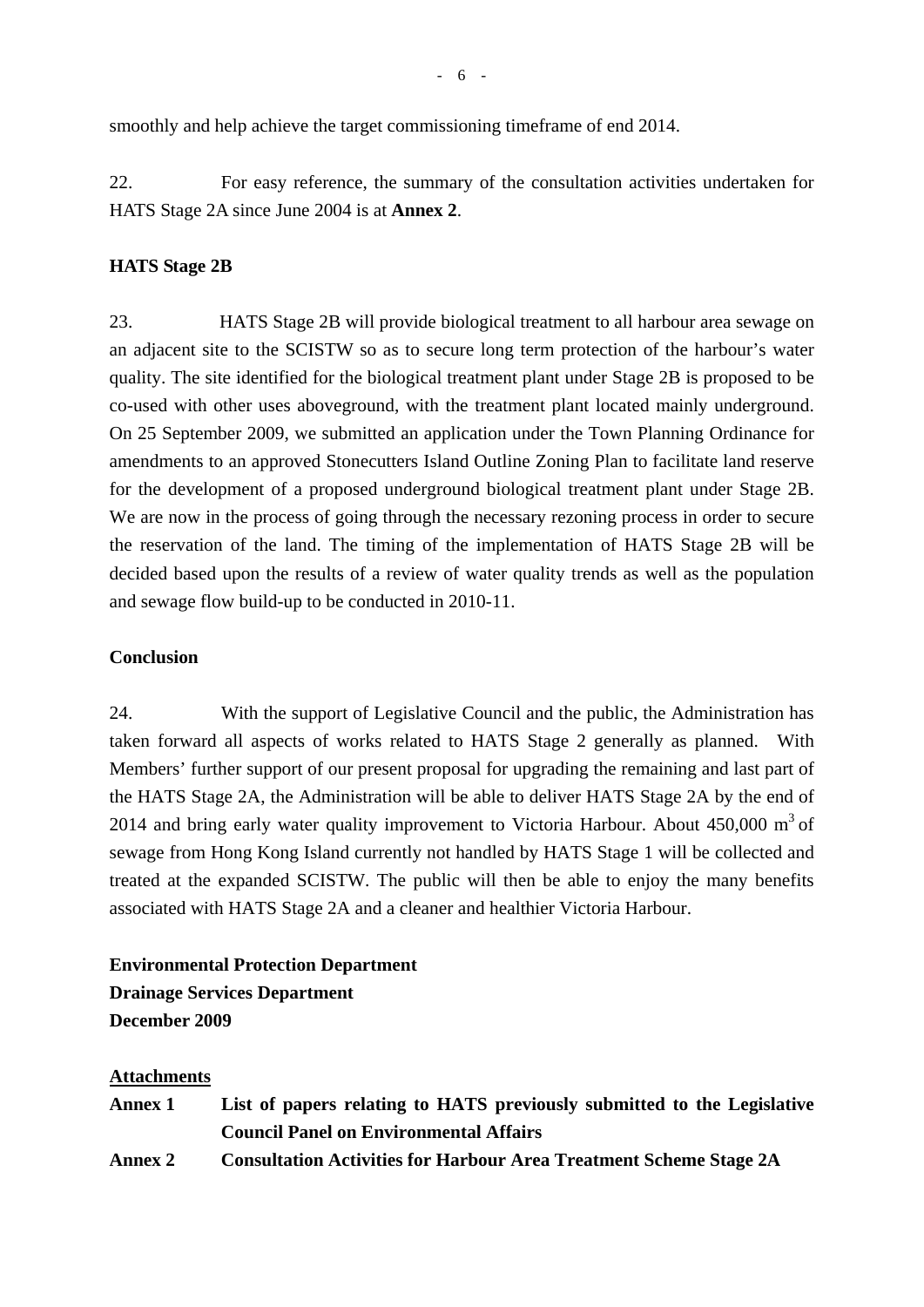smoothly and help achieve the target commissioning timeframe of end 2014.

22. For easy reference, the summary of the consultation activities undertaken for HATS Stage 2A since June 2004 is at **Annex 2**.

**HATS Stage 2B**

23. HATS Stage 2B will provide biological treatment to all harbour area sewage on an adjacent site to the SCISTW so as to secure long term protection of the harbour's water quality. The site identified for the biological treatment plant under Stage 2B is proposed to be co-used with other uses aboveground, with the treatment plant located mainly underground. On 25 September 2009, we submitted an application under the Town Planning Ordinance for amendments to an approved Stonecutters Island Outline Zoning Plan to facilitate land reserve for the development of a proposed underground biological treatment plant under Stage 2B. We are now in the process of going through the necessary rezoning process in order to secure the reservation of the land. The timing of the implementation of HATS Stage 2B will be decided based upon the results of a review of water quality trends as well as the population and sewage flow build-up to be conducted in 2010-11.

**Conclusion**

24. With the support of Legislative Council and the public, the Administration has taken forward all aspects of works related to HATS Stage 2 generally as planned. With Members' further support of our present proposal for upgrading the remaining and last part of the HATS Stage 2A, the Administration will be able to deliver HATS Stage 2A by the end of 2014 and bring early water quality improvement to Victoria Harbour. About 450,000 $m^3$ of sewage from Hong Kong Island currently not handled by HATS Stage 1 will be collected and treated at the expanded SCISTW. The public will then be able to enjoy the many benefits associated with HATS Stage 2A and a cleaner and healthier Victoria Harbour.

**Environmental Protection Department**
**Drainage Services Department**
**December 2009**

**Attachments**

**Annex 1** **List of papers relating to HATS previously submitted to the Legislative Council Panel on Environmental Affairs**

**Annex 2** **Consultation Activities for Harbour Area Treatment Scheme Stage 2A**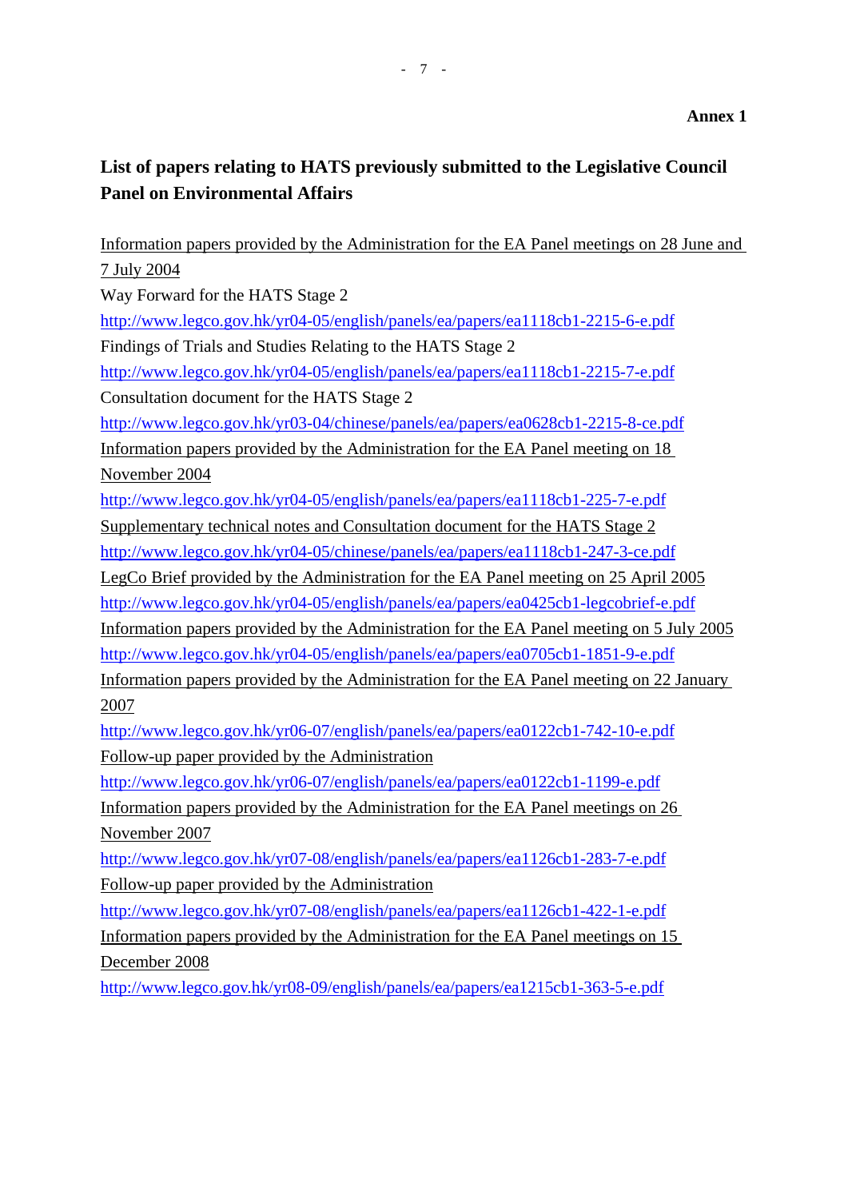**Annex 1**

## List of papers relating to HATS previously submitted to the Legislative Council Panel on Environmental Affairs

Information papers provided by the Administration for the EA Panel meetings on 28 June and 7 July 2004

Way Forward for the HATS Stage 2

http://www.legco.gov.hk/yr04-05/english/panels/ea/papers/ea1118cb1-2215-6-e.pdf

Findings of Trials and Studies Relating to the HATS Stage 2

http://www.legco.gov.hk/yr04-05/english/panels/ea/papers/ea1118cb1-2215-7-e.pdf

Consultation document for the HATS Stage 2

http://www.legco.gov.hk/yr03-04/chinese/panels/ea/papers/ea0628cb1-2215-8-ce.pdf

Information papers provided by the Administration for the EA Panel meeting on 18 November 2004

http://www.legco.gov.hk/yr04-05/english/panels/ea/papers/ea1118cb1-225-7-e.pdf

Supplementary technical notes and Consultation document for the HATS Stage 2

http://www.legco.gov.hk/yr04-05/chinese/panels/ea/papers/ea1118cb1-247-3-ce.pdf

LegCo Brief provided by the Administration for the EA Panel meeting on 25 April 2005

http://www.legco.gov.hk/yr04-05/english/panels/ea/papers/ea0425cb1-legcobrief-e.pdf

Information papers provided by the Administration for the EA Panel meeting on 5 July 2005

http://www.legco.gov.hk/yr04-05/english/panels/ea/papers/ea0705cb1-1851-9-e.pdf

Information papers provided by the Administration for the EA Panel meeting on 22 January 2007

http://www.legco.gov.hk/yr06-07/english/panels/ea/papers/ea0122cb1-742-10-e.pdf

Follow-up paper provided by the Administration

http://www.legco.gov.hk/yr06-07/english/panels/ea/papers/ea0122cb1-1199-e.pdf

Information papers provided by the Administration for the EA Panel meetings on 26 November 2007

http://www.legco.gov.hk/yr07-08/english/panels/ea/papers/ea1126cb1-283-7-e.pdf

Follow-up paper provided by the Administration

http://www.legco.gov.hk/yr07-08/english/panels/ea/papers/ea1126cb1-422-1-e.pdf

Information papers provided by the Administration for the EA Panel meetings on 15 December 2008

http://www.legco.gov.hk/yr08-09/english/panels/ea/papers/ea1215cb1-363-5-e.pdf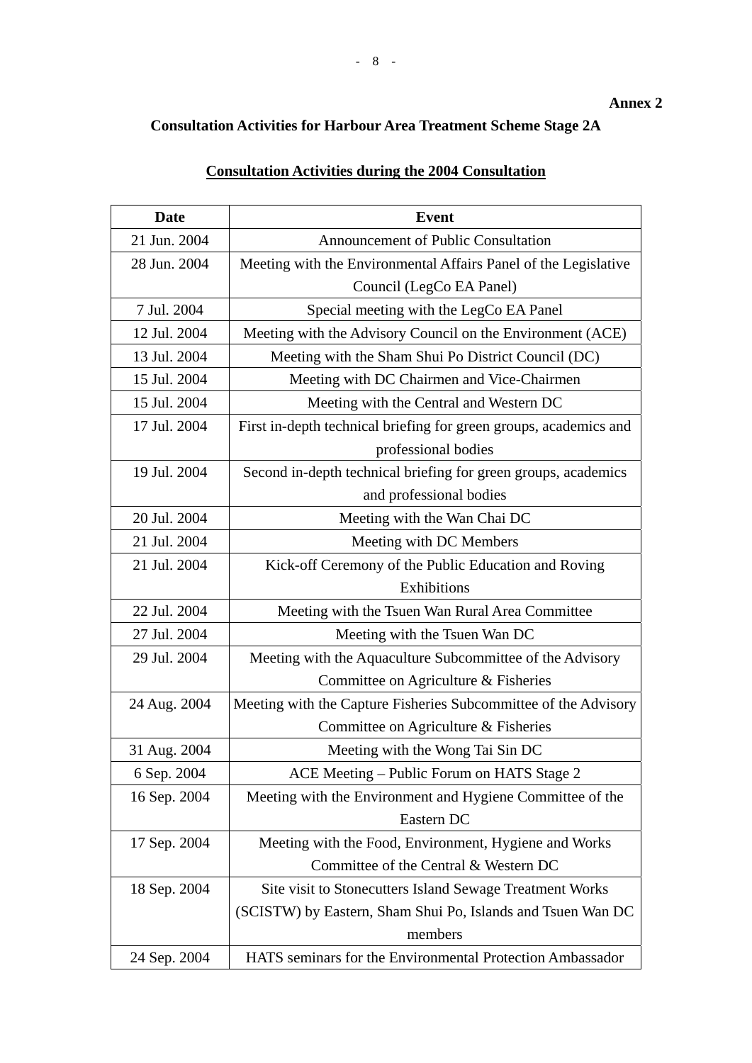**Annex 2**

## Consultation Activities for Harbour Area Treatment Scheme Stage 2A

### Consultation Activities during the 2004 Consultation

| Date | Event |
|---|---|
| 21 Jun. 2004 | Announcement of Public Consultation |
| 28 Jun. 2004 | Meeting with the Environmental Affairs Panel of the Legislative Council (LegCo EA Panel) |
| 7 Jul. 2004 | Special meeting with the LegCo EA Panel |
| 12 Jul. 2004 | Meeting with the Advisory Council on the Environment (ACE) |
| 13 Jul. 2004 | Meeting with the Sham Shui Po District Council (DC) |
| 15 Jul. 2004 | Meeting with DC Chairmen and Vice-Chairmen |
| 15 Jul. 2004 | Meeting with the Central and Western DC |
| 17 Jul. 2004 | First in-depth technical briefing for green groups, academics and professional bodies |
| 19 Jul. 2004 | Second in-depth technical briefing for green groups, academics and professional bodies |
| 20 Jul. 2004 | Meeting with the Wan Chai DC |
| 21 Jul. 2004 | Meeting with DC Members |
| 21 Jul. 2004 | Kick-off Ceremony of the Public Education and Roving Exhibitions |
| 22 Jul. 2004 | Meeting with the Tsuen Wan Rural Area Committee |
| 27 Jul. 2004 | Meeting with the Tsuen Wan DC |
| 29 Jul. 2004 | Meeting with the Aquaculture Subcommittee of the Advisory Committee on Agriculture & Fisheries |
| 24 Aug. 2004 | Meeting with the Capture Fisheries Subcommittee of the Advisory Committee on Agriculture & Fisheries |
| 31 Aug. 2004 | Meeting with the Wong Tai Sin DC |
| 6 Sep. 2004 | ACE Meeting – Public Forum on HATS Stage 2 |
| 16 Sep. 2004 | Meeting with the Environment and Hygiene Committee of the Eastern DC |
| 17 Sep. 2004 | Meeting with the Food, Environment, Hygiene and Works Committee of the Central & Western DC |
| 18 Sep. 2004 | Site visit to Stonecutters Island Sewage Treatment Works (SCISTW) by Eastern, Sham Shui Po, Islands and Tsuen Wan DC members |
| 24 Sep. 2004 | HATS seminars for the Environmental Protection Ambassador |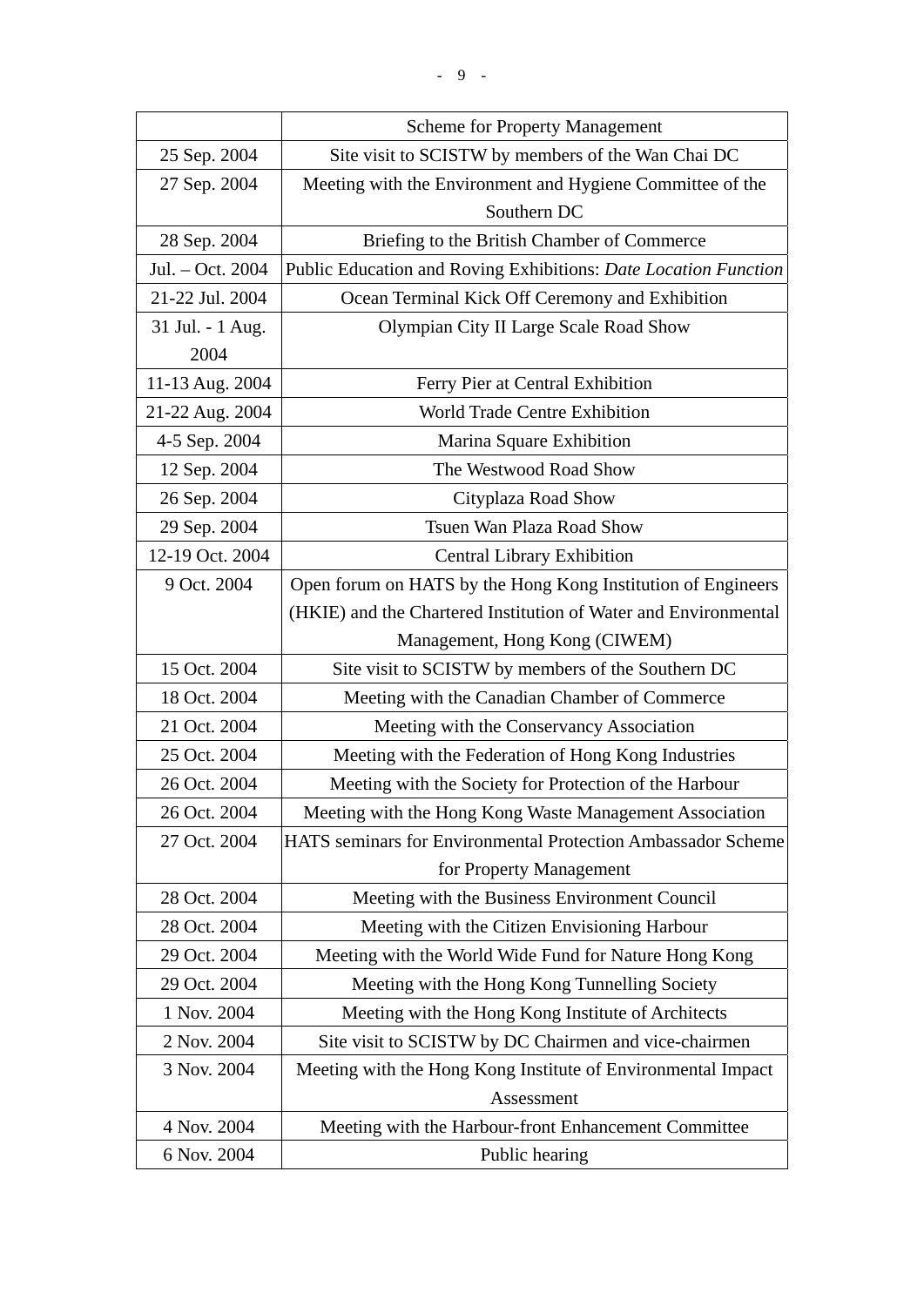| | |
|---|---|
| | Scheme for Property Management |
| 25 Sep. 2004 | Site visit to SCISTW by members of the Wan Chai DC |
| 27 Sep. 2004 | Meeting with the Environment and Hygiene Committee of the Southern DC |
| 28 Sep. 2004 | Briefing to the British Chamber of Commerce |
| Jul. – Oct. 2004 | Public Education and Roving Exhibitions: *Date Location Function* |
| 21-22 Jul. 2004 | Ocean Terminal Kick Off Ceremony and Exhibition |
| 31 Jul. - 1 Aug. 2004 | Olympian City II Large Scale Road Show |
| 11-13 Aug. 2004 | Ferry Pier at Central Exhibition |
| 21-22 Aug. 2004 | World Trade Centre Exhibition |
| 4-5 Sep. 2004 | Marina Square Exhibition |
| 12 Sep. 2004 | The Westwood Road Show |
| 26 Sep. 2004 | Cityplaza Road Show |
| 29 Sep. 2004 | Tsuen Wan Plaza Road Show |
| 12-19 Oct. 2004 | Central Library Exhibition |
| 9 Oct. 2004 | Open forum on HATS by the Hong Kong Institution of Engineers (HKIE) and the Chartered Institution of Water and Environmental Management, Hong Kong (CIWEM) |
| 15 Oct. 2004 | Site visit to SCISTW by members of the Southern DC |
| 18 Oct. 2004 | Meeting with the Canadian Chamber of Commerce |
| 21 Oct. 2004 | Meeting with the Conservancy Association |
| 25 Oct. 2004 | Meeting with the Federation of Hong Kong Industries |
| 26 Oct. 2004 | Meeting with the Society for Protection of the Harbour |
| 26 Oct. 2004 | Meeting with the Hong Kong Waste Management Association |
| 27 Oct. 2004 | HATS seminars for Environmental Protection Ambassador Scheme for Property Management |
| 28 Oct. 2004 | Meeting with the Business Environment Council |
| 28 Oct. 2004 | Meeting with the Citizen Envisioning Harbour |
| 29 Oct. 2004 | Meeting with the World Wide Fund for Nature Hong Kong |
| 29 Oct. 2004 | Meeting with the Hong Kong Tunnelling Society |
| 1 Nov. 2004 | Meeting with the Hong Kong Institute of Architects |
| 2 Nov. 2004 | Site visit to SCISTW by DC Chairmen and vice-chairmen |
| 3 Nov. 2004 | Meeting with the Hong Kong Institute of Environmental Impact Assessment |
| 4 Nov. 2004 | Meeting with the Harbour-front Enhancement Committee |
| 6 Nov. 2004 | Public hearing |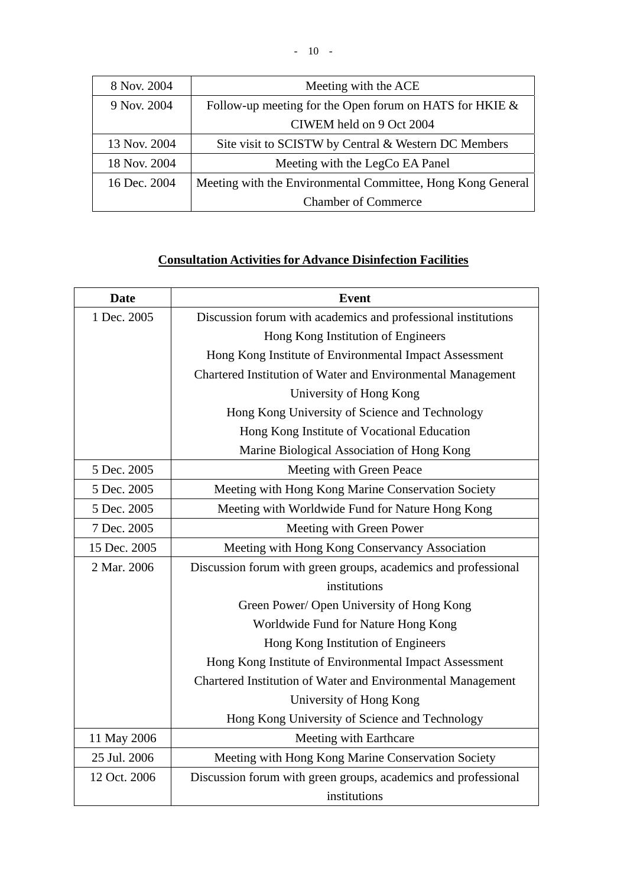| | |
|---|---|
| 8 Nov. 2004 | Meeting with the ACE |
| 9 Nov. 2004 | Follow-up meeting for the Open forum on HATS for HKIE & CIWEM held on 9 Oct 2004 |
| 13 Nov. 2004 | Site visit to SCISTW by Central & Western DC Members |
| 18 Nov. 2004 | Meeting with the LegCo EA Panel |
| 16 Dec. 2004 | Meeting with the Environmental Committee, Hong Kong General Chamber of Commerce |

**<u>Consultation Activities for Advance Disinfection Facilities</u>**

| Date | Event |
|---|---|
| 1 Dec. 2005 | Discussion forum with academics and professional institutions<br>Hong Kong Institution of Engineers<br>Hong Kong Institute of Environmental Impact Assessment<br>Chartered Institution of Water and Environmental Management<br>University of Hong Kong<br>Hong Kong University of Science and Technology<br>Hong Kong Institute of Vocational Education<br>Marine Biological Association of Hong Kong |
| 5 Dec. 2005 | Meeting with Green Peace |
| 5 Dec. 2005 | Meeting with Hong Kong Marine Conservation Society |
| 5 Dec. 2005 | Meeting with Worldwide Fund for Nature Hong Kong |
| 7 Dec. 2005 | Meeting with Green Power |
| 15 Dec. 2005 | Meeting with Hong Kong Conservancy Association |
| 2 Mar. 2006 | Discussion forum with green groups, academics and professional institutions<br>Green Power/ Open University of Hong Kong<br>Worldwide Fund for Nature Hong Kong<br>Hong Kong Institution of Engineers<br>Hong Kong Institute of Environmental Impact Assessment<br>Chartered Institution of Water and Environmental Management<br>University of Hong Kong<br>Hong Kong University of Science and Technology |
| 11 May 2006 | Meeting with Earthcare |
| 25 Jul. 2006 | Meeting with Hong Kong Marine Conservation Society |
| 12 Oct. 2006 | Discussion forum with green groups, academics and professional institutions |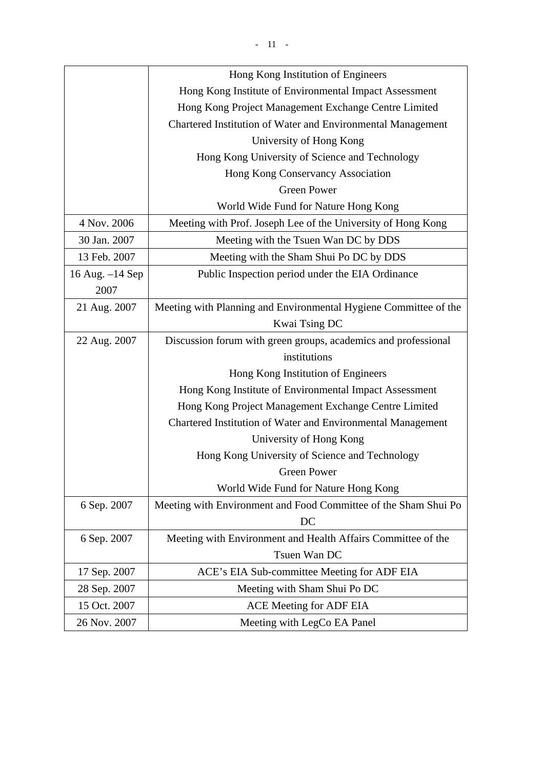| | |
|---|---|
| | Hong Kong Institution of Engineers<br>Hong Kong Institute of Environmental Impact Assessment<br>Hong Kong Project Management Exchange Centre Limited<br>Chartered Institution of Water and Environmental Management<br>University of Hong Kong<br>Hong Kong University of Science and Technology<br>Hong Kong Conservancy Association<br>Green Power<br>World Wide Fund for Nature Hong Kong |
| 4 Nov. 2006 | Meeting with Prof. Joseph Lee of the University of Hong Kong |
| 30 Jan. 2007 | Meeting with the Tsuen Wan DC by DDS |
| 13 Feb. 2007 | Meeting with the Sham Shui Po DC by DDS |
| 16 Aug. –14 Sep 2007 | Public Inspection period under the EIA Ordinance |
| 21 Aug. 2007 | Meeting with Planning and Environmental Hygiene Committee of the Kwai Tsing DC |
| 22 Aug. 2007 | Discussion forum with green groups, academics and professional institutions<br>Hong Kong Institution of Engineers<br>Hong Kong Institute of Environmental Impact Assessment<br>Hong Kong Project Management Exchange Centre Limited<br>Chartered Institution of Water and Environmental Management<br>University of Hong Kong<br>Hong Kong University of Science and Technology<br>Green Power<br>World Wide Fund for Nature Hong Kong |
| 6 Sep. 2007 | Meeting with Environment and Food Committee of the Sham Shui Po DC |
| 6 Sep. 2007 | Meeting with Environment and Health Affairs Committee of the Tsuen Wan DC |
| 17 Sep. 2007 | ACE's EIA Sub-committee Meeting for ADF EIA |
| 28 Sep. 2007 | Meeting with Sham Shui Po DC |
| 15 Oct. 2007 | ACE Meeting for ADF EIA |
| 26 Nov. 2007 | Meeting with LegCo EA Panel |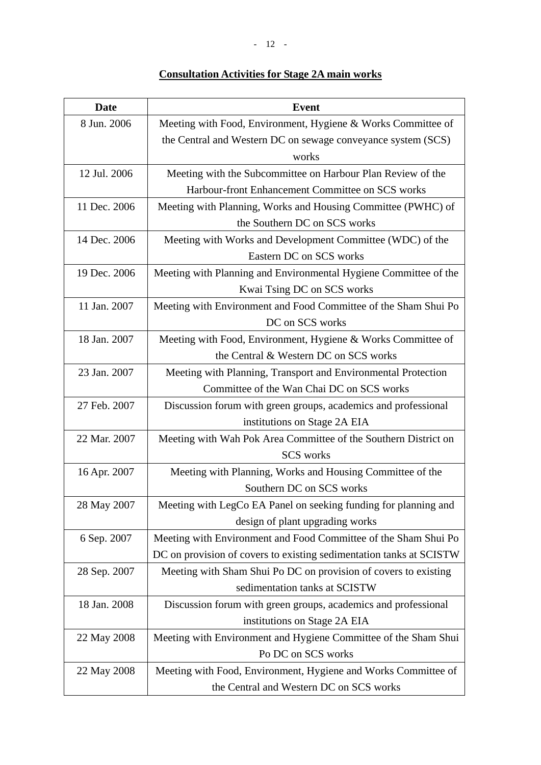**Consultation Activities for Stage 2A main works**

| Date | Event |
|---|---|
| 8 Jun. 2006 | Meeting with Food, Environment, Hygiene & Works Committee of the Central and Western DC on sewage conveyance system (SCS) works |
| 12 Jul. 2006 | Meeting with the Subcommittee on Harbour Plan Review of the Harbour-front Enhancement Committee on SCS works |
| 11 Dec. 2006 | Meeting with Planning, Works and Housing Committee (PWHC) of the Southern DC on SCS works |
| 14 Dec. 2006 | Meeting with Works and Development Committee (WDC) of the Eastern DC on SCS works |
| 19 Dec. 2006 | Meeting with Planning and Environmental Hygiene Committee of the Kwai Tsing DC on SCS works |
| 11 Jan. 2007 | Meeting with Environment and Food Committee of the Sham Shui Po DC on SCS works |
| 18 Jan. 2007 | Meeting with Food, Environment, Hygiene & Works Committee of the Central & Western DC on SCS works |
| 23 Jan. 2007 | Meeting with Planning, Transport and Environmental Protection Committee of the Wan Chai DC on SCS works |
| 27 Feb. 2007 | Discussion forum with green groups, academics and professional institutions on Stage 2A EIA |
| 22 Mar. 2007 | Meeting with Wah Pok Area Committee of the Southern District on SCS works |
| 16 Apr. 2007 | Meeting with Planning, Works and Housing Committee of the Southern DC on SCS works |
| 28 May 2007 | Meeting with LegCo EA Panel on seeking funding for planning and design of plant upgrading works |
| 6 Sep. 2007 | Meeting with Environment and Food Committee of the Sham Shui Po DC on provision of covers to existing sedimentation tanks at SCISTW |
| 28 Sep. 2007 | Meeting with Sham Shui Po DC on provision of covers to existing sedimentation tanks at SCISTW |
| 18 Jan. 2008 | Discussion forum with green groups, academics and professional institutions on Stage 2A EIA |
| 22 May 2008 | Meeting with Environment and Hygiene Committee of the Sham Shui Po DC on SCS works |
| 22 May 2008 | Meeting with Food, Environment, Hygiene and Works Committee of the Central and Western DC on SCS works |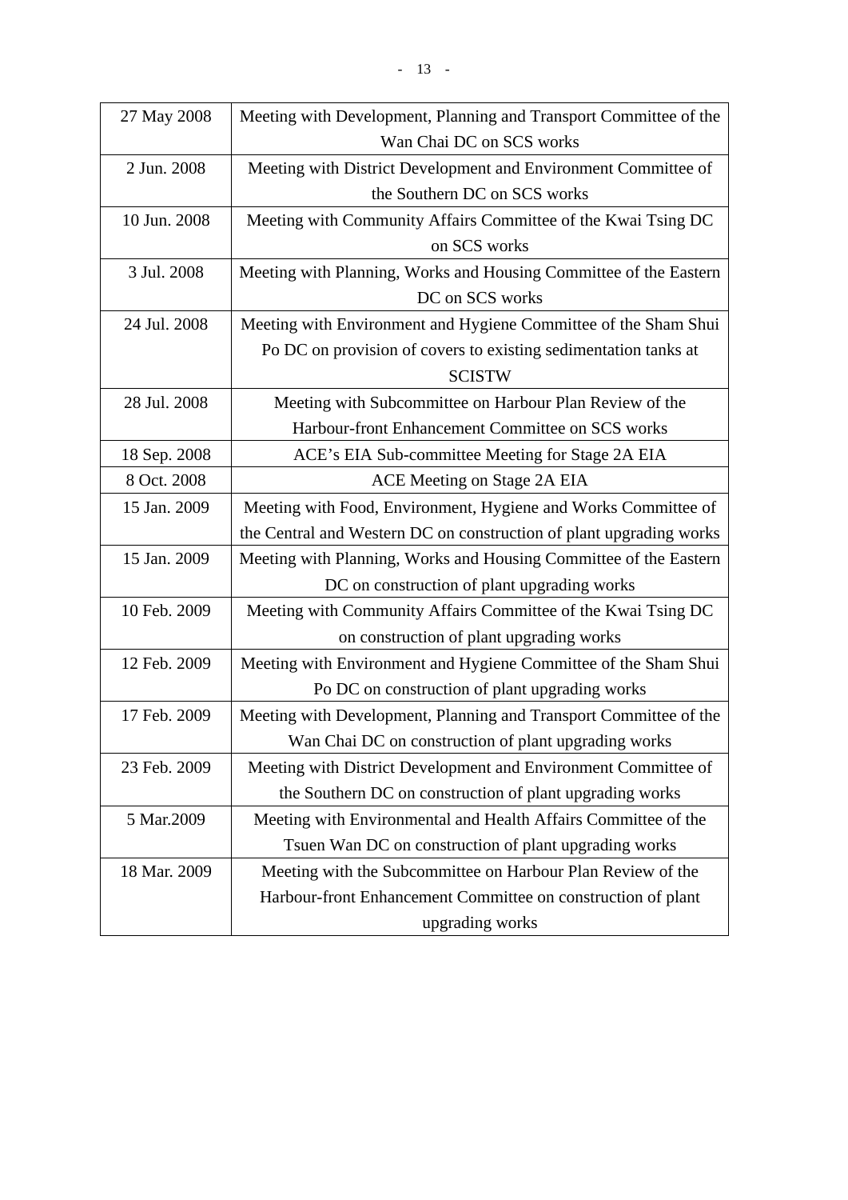| | |
|---|---|
| 27 May 2008 | Meeting with Development, Planning and Transport Committee of the Wan Chai DC on SCS works |
| 2 Jun. 2008 | Meeting with District Development and Environment Committee of the Southern DC on SCS works |
| 10 Jun. 2008 | Meeting with Community Affairs Committee of the Kwai Tsing DC on SCS works |
| 3 Jul. 2008 | Meeting with Planning, Works and Housing Committee of the Eastern DC on SCS works |
| 24 Jul. 2008 | Meeting with Environment and Hygiene Committee of the Sham Shui Po DC on provision of covers to existing sedimentation tanks at SCISTW |
| 28 Jul. 2008 | Meeting with Subcommittee on Harbour Plan Review of the Harbour-front Enhancement Committee on SCS works |
| 18 Sep. 2008 | ACE's EIA Sub-committee Meeting for Stage 2A EIA |
| 8 Oct. 2008 | ACE Meeting on Stage 2A EIA |
| 15 Jan. 2009 | Meeting with Food, Environment, Hygiene and Works Committee of the Central and Western DC on construction of plant upgrading works |
| 15 Jan. 2009 | Meeting with Planning, Works and Housing Committee of the Eastern DC on construction of plant upgrading works |
| 10 Feb. 2009 | Meeting with Community Affairs Committee of the Kwai Tsing DC on construction of plant upgrading works |
| 12 Feb. 2009 | Meeting with Environment and Hygiene Committee of the Sham Shui Po DC on construction of plant upgrading works |
| 17 Feb. 2009 | Meeting with Development, Planning and Transport Committee of the Wan Chai DC on construction of plant upgrading works |
| 23 Feb. 2009 | Meeting with District Development and Environment Committee of the Southern DC on construction of plant upgrading works |
| 5 Mar.2009 | Meeting with Environmental and Health Affairs Committee of the Tsuen Wan DC on construction of plant upgrading works |
| 18 Mar. 2009 | Meeting with the Subcommittee on Harbour Plan Review of the Harbour-front Enhancement Committee on construction of plant upgrading works |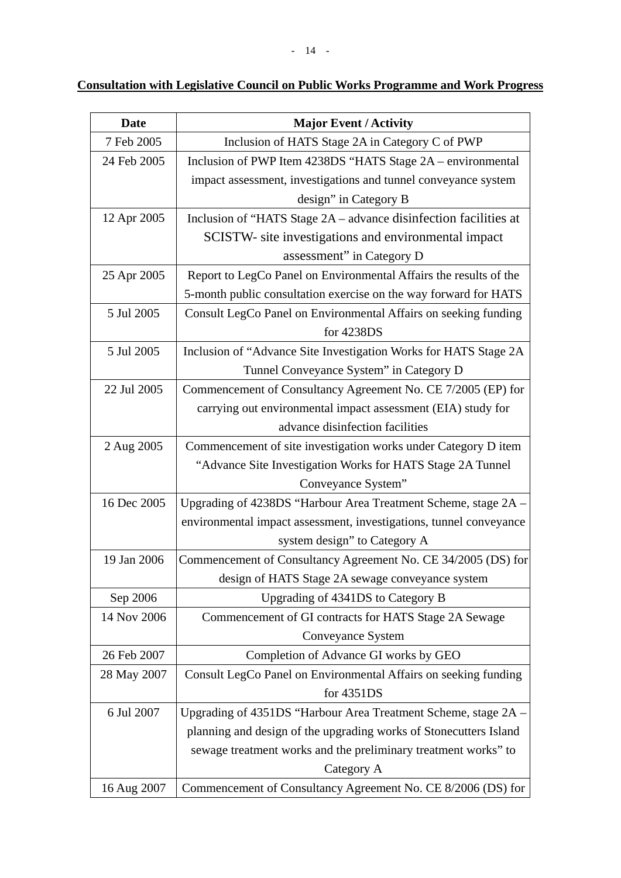**Consultation with Legislative Council on Public Works Programme and Work Progress**

| Date | Major Event / Activity |
|---|---|
| 7 Feb 2005 | Inclusion of HATS Stage 2A in Category C of PWP |
| 24 Feb 2005 | Inclusion of PWP Item 4238DS “HATS Stage 2A – environmental impact assessment, investigations and tunnel conveyance system design” in Category B |
| 12 Apr 2005 | Inclusion of “HATS Stage 2A – advance disinfection facilities at SCISTW- site investigations and environmental impact assessment” in Category D |
| 25 Apr 2005 | Report to LegCo Panel on Environmental Affairs the results of the 5-month public consultation exercise on the way forward for HATS |
| 5 Jul 2005 | Consult LegCo Panel on Environmental Affairs on seeking funding for 4238DS |
| 5 Jul 2005 | Inclusion of “Advance Site Investigation Works for HATS Stage 2A Tunnel Conveyance System” in Category D |
| 22 Jul 2005 | Commencement of Consultancy Agreement No. CE 7/2005 (EP) for carrying out environmental impact assessment (EIA) study for advance disinfection facilities |
| 2 Aug 2005 | Commencement of site investigation works under Category D item “Advance Site Investigation Works for HATS Stage 2A Tunnel Conveyance System” |
| 16 Dec 2005 | Upgrading of 4238DS “Harbour Area Treatment Scheme, stage 2A – environmental impact assessment, investigations, tunnel conveyance system design” to Category A |
| 19 Jan 2006 | Commencement of Consultancy Agreement No. CE 34/2005 (DS) for design of HATS Stage 2A sewage conveyance system |
| Sep 2006 | Upgrading of 4341DS to Category B |
| 14 Nov 2006 | Commencement of GI contracts for HATS Stage 2A Sewage Conveyance System |
| 26 Feb 2007 | Completion of Advance GI works by GEO |
| 28 May 2007 | Consult LegCo Panel on Environmental Affairs on seeking funding for 4351DS |
| 6 Jul 2007 | Upgrading of 4351DS “Harbour Area Treatment Scheme, stage 2A – planning and design of the upgrading works of Stonecutters Island sewage treatment works and the preliminary treatment works” to Category A |
| 16 Aug 2007 | Commencement of Consultancy Agreement No. CE 8/2006 (DS) for |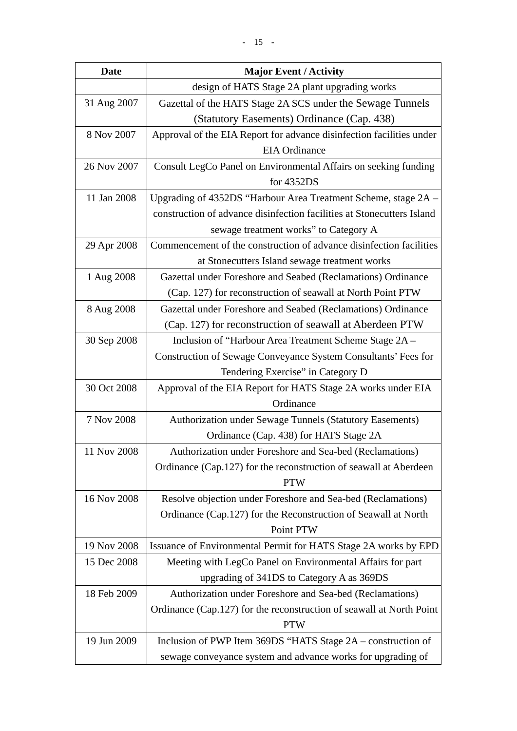| Date | Major Event / Activity |
|---|---|
| | design of HATS Stage 2A plant upgrading works |
| 31 Aug 2007 | Gazettal of the HATS Stage 2A SCS under the Sewage Tunnels (Statutory Easements) Ordinance (Cap. 438) |
| 8 Nov 2007 | Approval of the EIA Report for advance disinfection facilities under EIA Ordinance |
| 26 Nov 2007 | Consult LegCo Panel on Environmental Affairs on seeking funding for 4352DS |
| 11 Jan 2008 | Upgrading of 4352DS "Harbour Area Treatment Scheme, stage 2A – construction of advance disinfection facilities at Stonecutters Island sewage treatment works" to Category A |
| 29 Apr 2008 | Commencement of the construction of advance disinfection facilities at Stonecutters Island sewage treatment works |
| 1 Aug 2008 | Gazettal under Foreshore and Seabed (Reclamations) Ordinance (Cap. 127) for reconstruction of seawall at North Point PTW |
| 8 Aug 2008 | Gazettal under Foreshore and Seabed (Reclamations) Ordinance (Cap. 127) for reconstruction of seawall at Aberdeen PTW |
| 30 Sep 2008 | Inclusion of "Harbour Area Treatment Scheme Stage 2A – Construction of Sewage Conveyance System Consultants' Fees for Tendering Exercise" in Category D |
| 30 Oct 2008 | Approval of the EIA Report for HATS Stage 2A works under EIA Ordinance |
| 7 Nov 2008 | Authorization under Sewage Tunnels (Statutory Easements) Ordinance (Cap. 438) for HATS Stage 2A |
| 11 Nov 2008 | Authorization under Foreshore and Sea-bed (Reclamations) Ordinance (Cap.127) for the reconstruction of seawall at Aberdeen PTW |
| 16 Nov 2008 | Resolve objection under Foreshore and Sea-bed (Reclamations) Ordinance (Cap.127) for the Reconstruction of Seawall at North Point PTW |
| 19 Nov 2008 | Issuance of Environmental Permit for HATS Stage 2A works by EPD |
| 15 Dec 2008 | Meeting with LegCo Panel on Environmental Affairs for part upgrading of 341DS to Category A as 369DS |
| 18 Feb 2009 | Authorization under Foreshore and Sea-bed (Reclamations) Ordinance (Cap.127) for the reconstruction of seawall at North Point PTW |
| 19 Jun 2009 | Inclusion of PWP Item 369DS "HATS Stage 2A – construction of sewage conveyance system and advance works for upgrading of |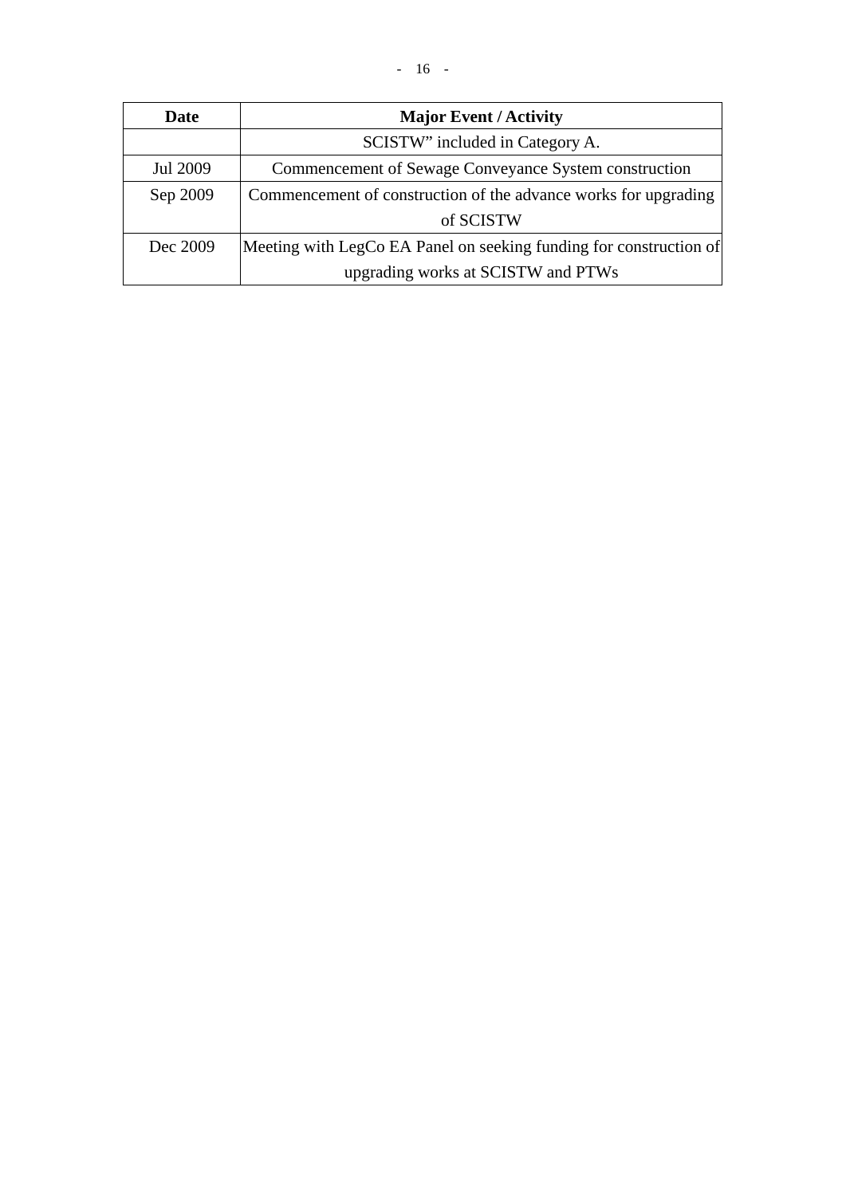| Date | Major Event / Activity |
|---|---|
| | SCISTW" included in Category A. |
| Jul 2009 | Commencement of Sewage Conveyance System construction |
| Sep 2009 | Commencement of construction of the advance works for upgrading of SCISTW |
| Dec 2009 | Meeting with LegCo EA Panel on seeking funding for construction of upgrading works at SCISTW and PTWs |